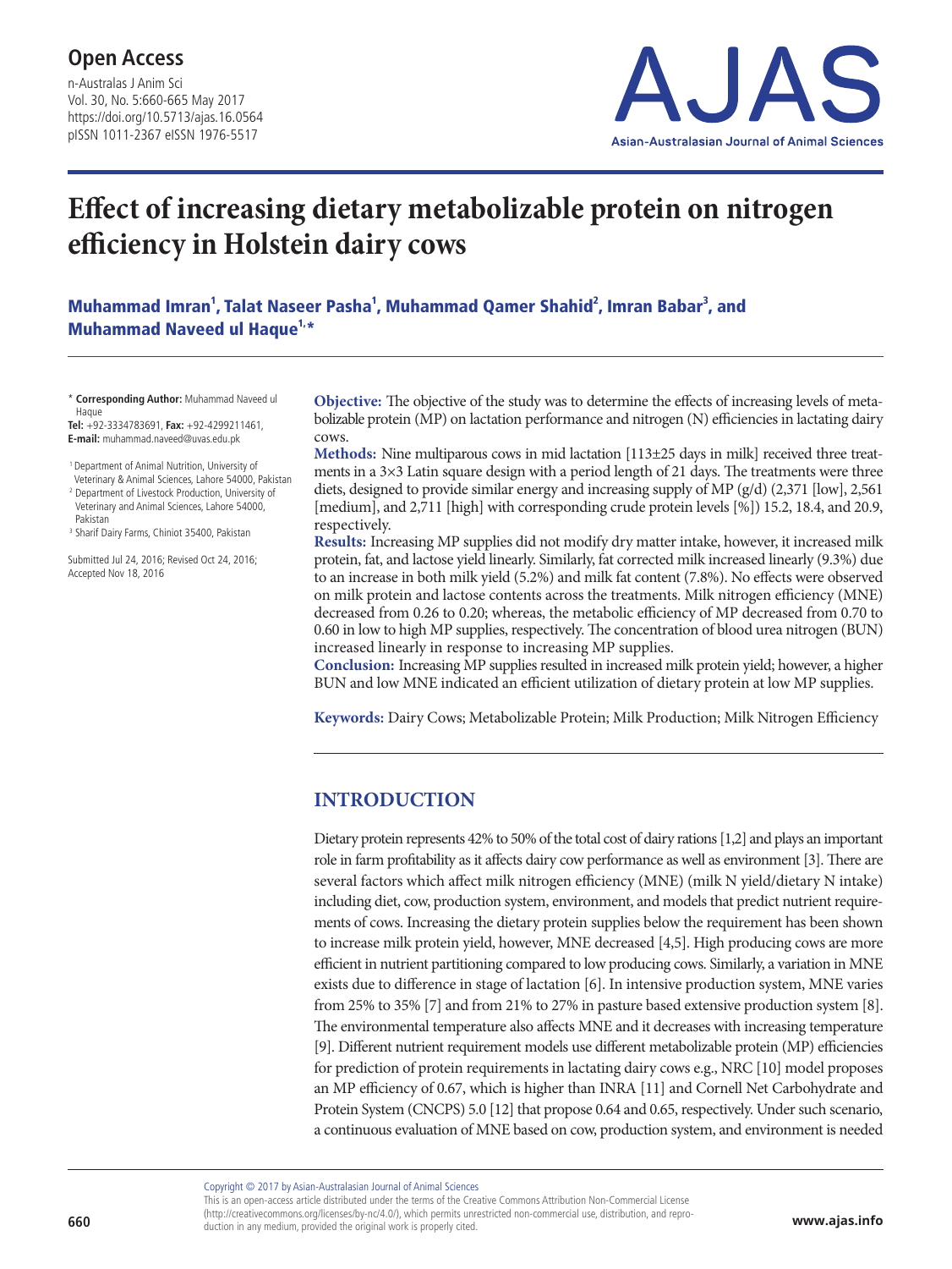**Open Access**

# Effect of increasing dietary metabolizable protein on nitrogen efficiency in Holstein dairy cows

**Muhammad Imran[1], Talat Naseer Pasha[1], Muhammad Qamer Shahid[2], Imran Babar[3], and Muhammad Naveed ul Haque[1,*]**

\* **Corresponding Author:** Muhammad Naveed ul Haque
**Tel:** +92-3334783691, **Fax:** +92-4299211461, **E-mail:** muhammad.naveed@uvas.edu.pk

[1] Department of Animal Nutrition, University of Veterinary & Animal Sciences, Lahore 54000, Pakistan
[2] Department of Livestock Production, University of Veterinary and Animal Sciences, Lahore 54000, Pakistan
[3] Sharif Dairy Farms, Chiniot 35400, Pakistan

Submitted Jul 24, 2016; Revised Oct 24, 2016; Accepted Nov 18, 2016

**Objective:** The objective of the study was to determine the effects of increasing levels of metabolizable protein (MP) on lactation performance and nitrogen (N) efficiencies in lactating dairy cows.

**Methods:** Nine multiparous cows in mid lactation [113±25 days in milk] received three treatments in a 3×3 Latin square design with a period length of 21 days. The treatments were three diets, designed to provide similar energy and increasing supply of MP (g/d) (2,371 [low], 2,561 [medium], and 2,711 [high] with corresponding crude protein levels [%]) 15.2, 18.4, and 20.9, respectively.

**Results:** Increasing MP supplies did not modify dry matter intake, however, it increased milk protein, fat, and lactose yield linearly. Similarly, fat corrected milk increased linearly (9.3%) due to an increase in both milk yield (5.2%) and milk fat content (7.8%). No effects were observed on milk protein and lactose contents across the treatments. Milk nitrogen efficiency (MNE) decreased from 0.26 to 0.20; whereas, the metabolic efficiency of MP decreased from 0.70 to 0.60 in low to high MP supplies, respectively. The concentration of blood urea nitrogen (BUN) increased linearly in response to increasing MP supplies.

**Conclusion:** Increasing MP supplies resulted in increased milk protein yield; however, a higher BUN and low MNE indicated an efficient utilization of dietary protein at low MP supplies.

**Keywords:** Dairy Cows; Metabolizable Protein; Milk Production; Milk Nitrogen Efficiency

## INTRODUCTION

Dietary protein represents 42% to 50% of the total cost of dairy rations [1,2] and plays an important role in farm profitability as it affects dairy cow performance as well as environment [3]. There are several factors which affect milk nitrogen efficiency (MNE) (milk N yield/dietary N intake) including diet, cow, production system, environment, and models that predict nutrient requirements of cows. Increasing the dietary protein supplies below the requirement has been shown to increase milk protein yield, however, MNE decreased [4,5]. High producing cows are more efficient in nutrient partitioning compared to low producing cows. Similarly, a variation in MNE exists due to difference in stage of lactation [6]. In intensive production system, MNE varies from 25% to 35% [7] and from 21% to 27% in pasture based extensive production system [8]. The environmental temperature also affects MNE and it decreases with increasing temperature [9]. Different nutrient requirement models use different metabolizable protein (MP) efficiencies for prediction of protein requirements in lactating dairy cows e.g., NRC [10] model proposes an MP efficiency of 0.67, which is higher than INRA [11] and Cornell Net Carbohydrate and Protein System (CNCPS) 5.0 [12] that propose 0.64 and 0.65, respectively. Under such scenario, a continuous evaluation of MNE based on cow, production system, and environment is needed

Copyright © 2017 by Asian-Australasian Journal of Animal Sciences
This is an open-access article distributed under the terms of the Creative Commons Attribution Non-Commercial License (http://creativecommons.org/licenses/by-nc/4.0/), which permits unrestricted non-commercial use, distribution, and reproduction in any medium, provided the original work is properly cited.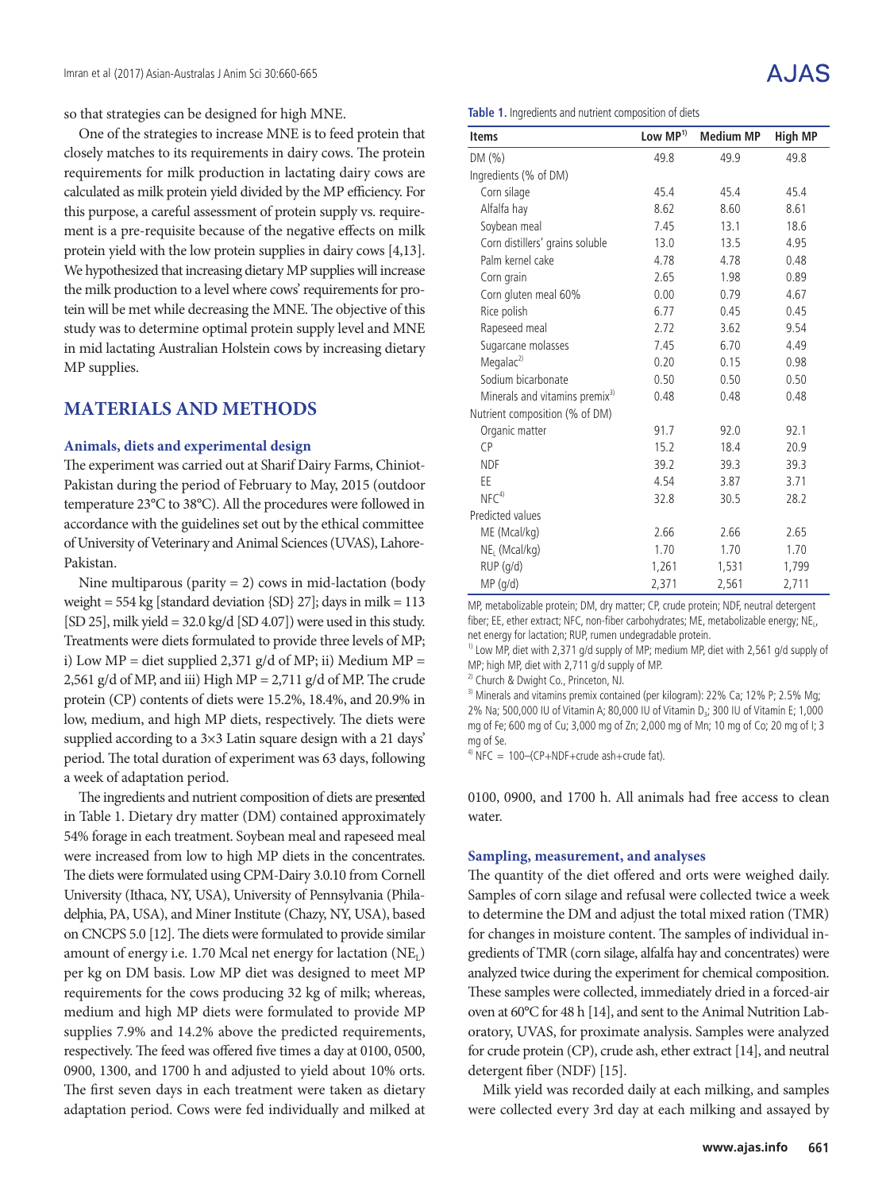so that strategies can be designed for high MNE.

One of the strategies to increase MNE is to feed protein that closely matches to its requirements in dairy cows. The protein requirements for milk production in lactating dairy cows are calculated as milk protein yield divided by the MP efficiency. For this purpose, a careful assessment of protein supply vs. requirement is a pre-requisite because of the negative effects on milk protein yield with the low protein supplies in dairy cows [4,13]. We hypothesized that increasing dietary MP supplies will increase the milk production to a level where cows' requirements for protein will be met while decreasing the MNE. The objective of this study was to determine optimal protein supply level and MNE in mid lactating Australian Holstein cows by increasing dietary MP supplies.

## MATERIALS AND METHODS

### Animals, diets and experimental design

The experiment was carried out at Sharif Dairy Farms, Chiniot-Pakistan during the period of February to May, 2015 (outdoor temperature 23°C to 38°C). All the procedures were followed in accordance with the guidelines set out by the ethical committee of University of Veterinary and Animal Sciences (UVAS), Lahore-Pakistan.

Nine multiparous (parity = 2) cows in mid-lactation (body weight = 554 kg [standard deviation {SD} 27]; days in milk = 113 [SD 25], milk yield = 32.0 kg/d [SD 4.07]) were used in this study. Treatments were diets formulated to provide three levels of MP; i) Low MP = diet supplied 2,371 g/d of MP; ii) Medium MP = 2,561 g/d of MP, and iii) High MP = 2,711 g/d of MP. The crude protein (CP) contents of diets were 15.2%, 18.4%, and 20.9% in low, medium, and high MP diets, respectively. The diets were supplied according to a 3×3 Latin square design with a 21 days' period. The total duration of experiment was 63 days, following a week of adaptation period.

The ingredients and nutrient composition of diets are presented in Table 1. Dietary dry matter (DM) contained approximately 54% forage in each treatment. Soybean meal and rapeseed meal were increased from low to high MP diets in the concentrates. The diets were formulated using CPM-Dairy 3.0.10 from Cornell University (Ithaca, NY, USA), University of Pennsylvania (Philadelphia, PA, USA), and Miner Institute (Chazy, NY, USA), based on CNCPS 5.0 [12]. The diets were formulated to provide similar amount of energy i.e. 1.70 Mcal net energy for lactation ($NE_L$) per kg on DM basis. Low MP diet was designed to meet MP requirements for the cows producing 32 kg of milk; whereas, medium and high MP diets were formulated to provide MP supplies 7.9% and 14.2% above the predicted requirements, respectively. The feed was offered five times a day at 0100, 0500, 0900, 1300, and 1700 h and adjusted to yield about 10% orts. The first seven days in each treatment were taken as dietary adaptation period. Cows were fed individually and milked at 0100, 0900, and 1700 h. All animals had free access to clean water.

**Table 1.** Ingredients and nutrient composition of diets

| Items | Low MP[1] | Medium MP | High MP |
|---|---|---|---|
| DM (%) | 49.8 | 49.9 | 49.8 |
| Ingredients (% of DM) | | | |
| Corn silage | 45.4 | 45.4 | 45.4 |
| Alfalfa hay | 8.62 | 8.60 | 8.61 |
| Soybean meal | 7.45 | 13.1 | 18.6 |
| Corn distillers' grains soluble | 13.0 | 13.5 | 4.95 |
| Palm kernel cake | 4.78 | 4.78 | 0.48 |
| Corn grain | 2.65 | 1.98 | 0.89 |
| Corn gluten meal 60% | 0.00 | 0.79 | 4.67 |
| Rice polish | 6.77 | 0.45 | 0.45 |
| Rapeseed meal | 2.72 | 3.62 | 9.54 |
| Sugarcane molasses | 7.45 | 6.70 | 4.49 |
| Megalac[2] | 0.20 | 0.15 | 0.98 |
| Sodium bicarbonate | 0.50 | 0.50 | 0.50 |
| Minerals and vitamins premix[3] | 0.48 | 0.48 | 0.48 |
| Nutrient composition (% of DM) | | | |
| Organic matter | 91.7 | 92.0 | 92.1 |
| CP | 15.2 | 18.4 | 20.9 |
| NDF | 39.2 | 39.3 | 39.3 |
| EE | 4.54 | 3.87 | 3.71 |
| NFC[4] | 32.8 | 30.5 | 28.2 |
| Predicted values | | | |
| ME (Mcal/kg) | 2.66 | 2.66 | 2.65 |
| $NE_L$ (Mcal/kg) | 1.70 | 1.70 | 1.70 |
| RUP (g/d) | 1,261 | 1,531 | 1,799 |
| MP (g/d) | 2,371 | 2,561 | 2,711 |

MP, metabolizable protein; DM, dry matter; CP, crude protein; NDF, neutral detergent fiber; EE, ether extract; NFC, non-fiber carbohydrates; ME, metabolizable energy; $NE_L$, net energy for lactation; RUP, rumen undegradable protein.

[1] Low MP, diet with 2,371 g/d supply of MP; medium MP, diet with 2,561 g/d supply of MP; high MP, diet with 2,711 g/d supply of MP.

[2] Church & Dwight Co., Princeton, NJ.

[3] Minerals and vitamins premix contained (per kilogram): 22% Ca; 12% P; 2.5% Mg; 2% Na; 500,000 IU of Vitamin A; 80,000 IU of Vitamin $D_3$; 300 IU of Vitamin E; 1,000 mg of Fe; 600 mg of Cu; 3,000 mg of Zn; 2,000 mg of Mn; 10 mg of Co; 20 mg of I; 3 mg of Se.

[4] NFC = 100–(CP+NDF+crude ash+crude fat).

### Sampling, measurement, and analyses

The quantity of the diet offered and orts were weighed daily. Samples of corn silage and refusal were collected twice a week to determine the DM and adjust the total mixed ration (TMR) for changes in moisture content. The samples of individual ingredients of TMR (corn silage, alfalfa hay and concentrates) were analyzed twice during the experiment for chemical composition. These samples were collected, immediately dried in a forced-air oven at 60°C for 48 h [14], and sent to the Animal Nutrition Laboratory, UVAS, for proximate analysis. Samples were analyzed for crude protein (CP), crude ash, ether extract [14], and neutral detergent fiber (NDF) [15].

Milk yield was recorded daily at each milking, and samples were collected every 3rd day at each milking and assayed by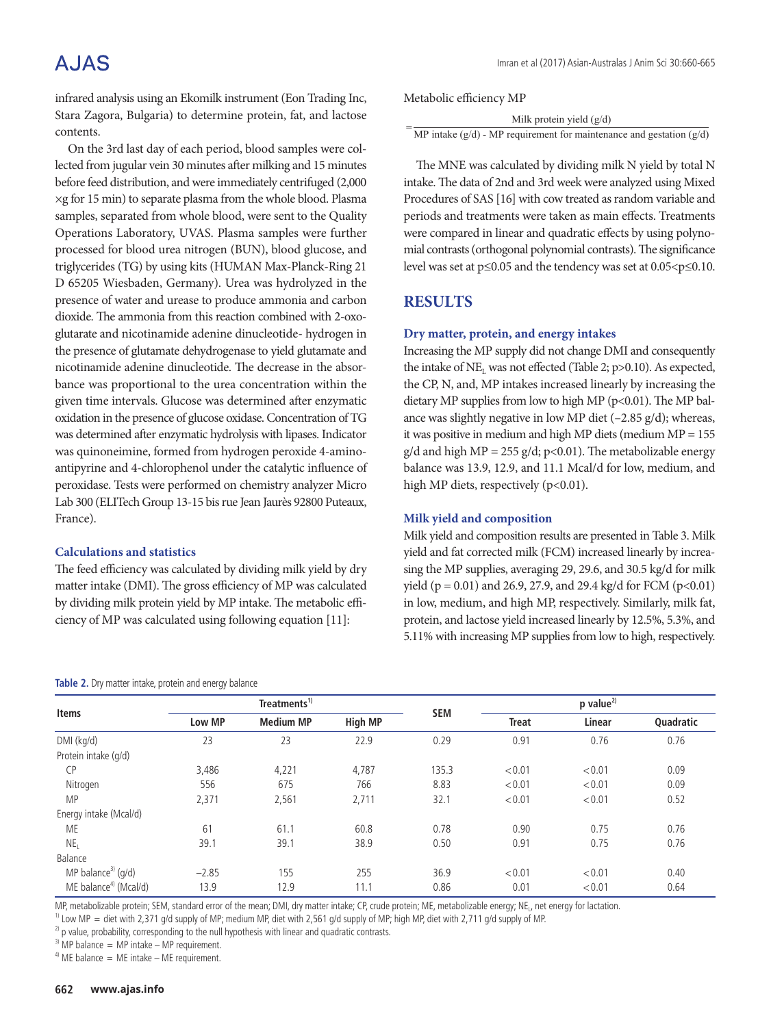infrared analysis using an Ekomilk instrument (Eon Trading Inc, Stara Zagora, Bulgaria) to determine protein, fat, and lactose contents.

On the 3rd last day of each period, blood samples were collected from jugular vein 30 minutes after milking and 15 minutes before feed distribution, and were immediately centrifuged (2,000 ×g for 15 min) to separate plasma from the whole blood. Plasma samples, separated from whole blood, were sent to the Quality Operations Laboratory, UVAS. Plasma samples were further processed for blood urea nitrogen (BUN), blood glucose, and triglycerides (TG) by using kits (HUMAN Max-Planck-Ring 21 D 65205 Wiesbaden, Germany). Urea was hydrolyzed in the presence of water and urease to produce ammonia and carbon dioxide. The ammonia from this reaction combined with 2-oxoglutarate and nicotinamide adenine dinucleotide- hydrogen in the presence of glutamate dehydrogenase to yield glutamate and nicotinamide adenine dinucleotide. The decrease in the absorbance was proportional to the urea concentration within the given time intervals. Glucose was determined after enzymatic oxidation in the presence of glucose oxidase. Concentration of TG was determined after enzymatic hydrolysis with lipases. Indicator was quinoneimine, formed from hydrogen peroxide 4-aminoantipyrine and 4-chlorophenol under the catalytic influence of peroxidase. Tests were performed on chemistry analyzer Micro Lab 300 (ELITech Group 13-15 bis rue Jean Jaurès 92800 Puteaux, France).

### Calculations and statistics

The feed efficiency was calculated by dividing milk yield by dry matter intake (DMI). The gross efficiency of MP was calculated by dividing milk protein yield by MP intake. The metabolic efficiency of MP was calculated using following equation [11]:

Metabolic efficiency MP

$$= \frac{\text{Milk protein yield (g/d)}}{\text{MP intake (g/d) - MP requirement for maintenance and gestation (g/d)}}$$

The MNE was calculated by dividing milk N yield by total N intake. The data of 2nd and 3rd week were analyzed using Mixed Procedures of SAS [16] with cow treated as random variable and periods and treatments were taken as main effects. Treatments were compared in linear and quadratic effects by using polynomial contrasts (orthogonal polynomial contrasts). The significance level was set at $p \leq 0.05$ and the tendency was set at $0.05 < p \leq 0.10$.

## RESULTS

### Dry matter, protein, and energy intakes

Increasing the MP supply did not change DMI and consequently the intake of $NE_L$ was not effected (Table 2; p>0.10). As expected, the CP, N, and, MP intakes increased linearly by increasing the dietary MP supplies from low to high MP (p<0.01). The MP balance was slightly negative in low MP diet (–2.85 g/d); whereas, it was positive in medium and high MP diets (medium MP = 155 g/d and high MP = 255 g/d; p<0.01). The metabolizable energy balance was 13.9, 12.9, and 11.1 Mcal/d for low, medium, and high MP diets, respectively (p<0.01).

### Milk yield and composition

Milk yield and composition results are presented in Table 3. Milk yield and fat corrected milk (FCM) increased linearly by increasing the MP supplies, averaging 29, 29.6, and 30.5 kg/d for milk yield (p = 0.01) and 26.9, 27.9, and 29.4 kg/d for FCM (p<0.01) in low, medium, and high MP, respectively. Similarly, milk fat, protein, and lactose yield increased linearly by 12.5%, 5.3%, and 5.11% with increasing MP supplies from low to high, respectively.

**Table 2.** Dry matter intake, protein and energy balance

| Items | Treatments[1)] | | | SEM | p value[2)] | | |
|---|---|---|---|---|---|---|---|
| | Low MP | Medium MP | High MP | | Treat | Linear | Quadratic |
| DMI (kg/d) | 23 | 23 | 22.9 | 0.29 | 0.91 | 0.76 | 0.76 |
| Protein intake (g/d) | | | | | | | |
| CP | 3,486 | 4,221 | 4,787 | 135.3 | <0.01 | <0.01 | 0.09 |
| Nitrogen | 556 | 675 | 766 | 8.83 | <0.01 | <0.01 | 0.09 |
| MP | 2,371 | 2,561 | 2,711 | 32.1 | <0.01 | <0.01 | 0.52 |
| Energy intake (Mcal/d) | | | | | | | |
| ME | 61 | 61.1 | 60.8 | 0.78 | 0.90 | 0.75 | 0.76 |
| $NE_L$ | 39.1 | 39.1 | 38.9 | 0.50 | 0.91 | 0.75 | 0.76 |
| Balance | | | | | | | |
| MP balance[3)] (g/d) | –2.85 | 155 | 255 | 36.9 | <0.01 | <0.01 | 0.40 |
| ME balance[4)] (Mcal/d) | 13.9 | 12.9 | 11.1 | 0.86 | 0.01 | <0.01 | 0.64 |

MP, metabolizable protein; SEM, standard error of the mean; DMI, dry matter intake; CP, crude protein; ME, metabolizable energy; $NE_L$, net energy for lactation.
[1)] Low MP = diet with 2,371 g/d supply of MP; medium MP, diet with 2,561 g/d supply of MP; high MP, diet with 2,711 g/d supply of MP.
[2)] p value, probability, corresponding to the null hypothesis with linear and quadratic contrasts.
[3)] MP balance = MP intake – MP requirement.
[4)] ME balance = ME intake – ME requirement.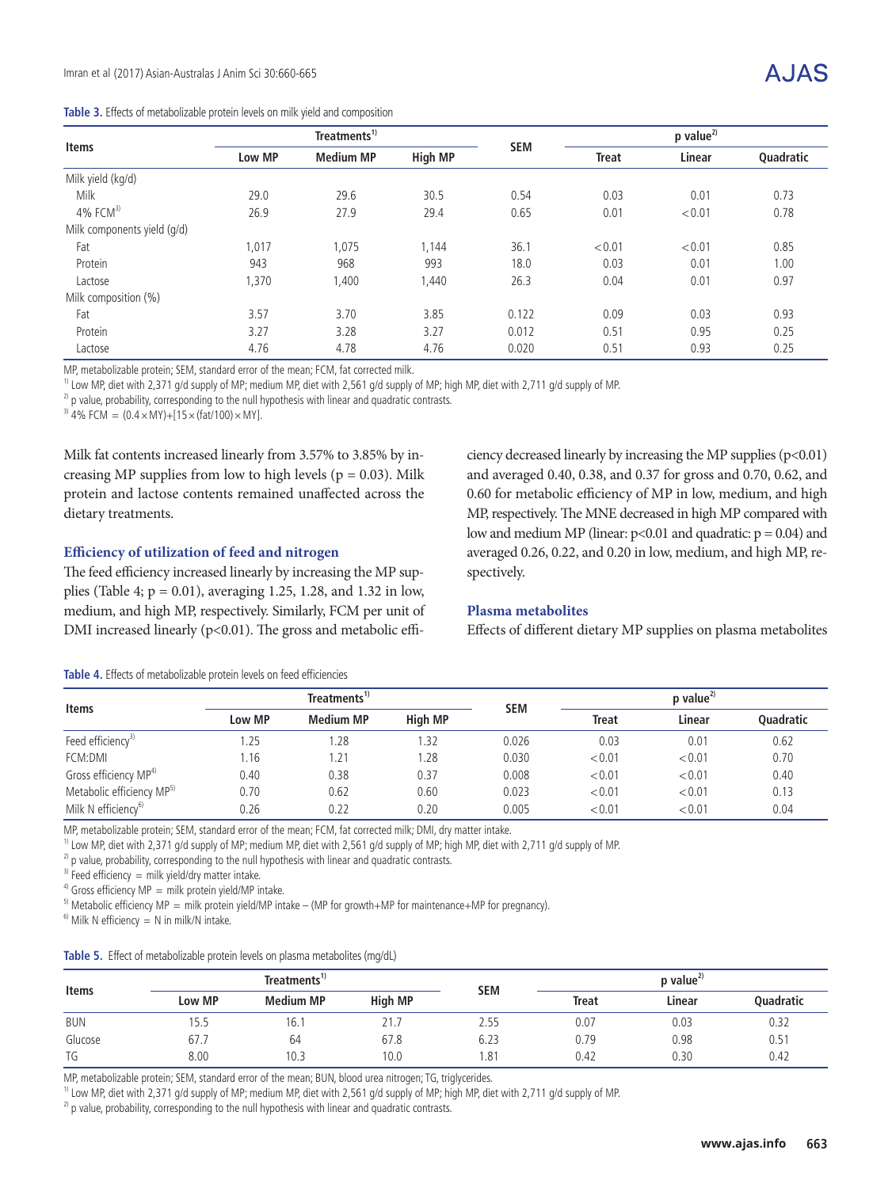**Table 3.** Effects of metabolizable protein levels on milk yield and composition

| Items | Treatments[1] | | | SEM | p value[2] | | |
|---|---|---|---|---|---|---|---|
| | Low MP | Medium MP | High MP | | Treat | Linear | Quadratic |
| Milk yield (kg/d) | | | | | | | |
| Milk | 29.0 | 29.6 | 30.5 | 0.54 | 0.03 | 0.01 | 0.73 |
| 4% FCM[3] | 26.9 | 27.9 | 29.4 | 0.65 | 0.01 | <0.01 | 0.78 |
| Milk components yield (g/d) | | | | | | | |
| Fat | 1,017 | 1,075 | 1,144 | 36.1 | <0.01 | <0.01 | 0.85 |
| Protein | 943 | 968 | 993 | 18.0 | 0.03 | 0.01 | 1.00 |
| Lactose | 1,370 | 1,400 | 1,440 | 26.3 | 0.04 | 0.01 | 0.97 |
| Milk composition (%) | | | | | | | |
| Fat | 3.57 | 3.70 | 3.85 | 0.122 | 0.09 | 0.03 | 0.93 |
| Protein | 3.27 | 3.28 | 3.27 | 0.012 | 0.51 | 0.95 | 0.25 |
| Lactose | 4.76 | 4.78 | 4.76 | 0.020 | 0.51 | 0.93 | 0.25 |

MP, metabolizable protein; SEM, standard error of the mean; FCM, fat corrected milk.
[1] Low MP, diet with 2,371 g/d supply of MP; medium MP, diet with 2,561 g/d supply of MP; high MP, diet with 2,711 g/d supply of MP.
[2] p value, probability, corresponding to the null hypothesis with linear and quadratic contrasts.
[3] 4% FCM = $(0.4 \times MY)+[15 \times (fat/100) \times MY]$.

Milk fat contents increased linearly from 3.57% to 3.85% by increasing MP supplies from low to high levels (p = 0.03). Milk protein and lactose contents remained unaffected across the dietary treatments.

### Efficiency of utilization of feed and nitrogen

The feed efficiency increased linearly by increasing the MP supplies (Table 4; p = 0.01), averaging 1.25, 1.28, and 1.32 in low, medium, and high MP, respectively. Similarly, FCM per unit of DMI increased linearly (p<0.01). The gross and metabolic efficiency decreased linearly by increasing the MP supplies (p<0.01) and averaged 0.40, 0.38, and 0.37 for gross and 0.70, 0.62, and 0.60 for metabolic efficiency of MP in low, medium, and high MP, respectively. The MNE decreased in high MP compared with low and medium MP (linear: p<0.01 and quadratic: p = 0.04) and averaged 0.26, 0.22, and 0.20 in low, medium, and high MP, respectively.

### Plasma metabolites

Effects of different dietary MP supplies on plasma metabolites

**Table 4.** Effects of metabolizable protein levels on feed efficiencies

| Items | Treatments[1] | | | SEM | p value[2] | | |
|---|---|---|---|---|---|---|---|
| | Low MP | Medium MP | High MP | | Treat | Linear | Quadratic |
| Feed efficiency[3] | 1.25 | 1.28 | 1.32 | 0.026 | 0.03 | 0.01 | 0.62 |
| FCM:DMI | 1.16 | 1.21 | 1.28 | 0.030 | <0.01 | <0.01 | 0.70 |
| Gross efficiency MP[4] | 0.40 | 0.38 | 0.37 | 0.008 | <0.01 | <0.01 | 0.40 |
| Metabolic efficiency MP[5] | 0.70 | 0.62 | 0.60 | 0.023 | <0.01 | <0.01 | 0.13 |
| Milk N efficiency[6] | 0.26 | 0.22 | 0.20 | 0.005 | <0.01 | <0.01 | 0.04 |

MP, metabolizable protein; SEM, standard error of the mean; FCM, fat corrected milk; DMI, dry matter intake.
[1] Low MP, diet with 2,371 g/d supply of MP; medium MP, diet with 2,561 g/d supply of MP; high MP, diet with 2,711 g/d supply of MP.
[2] p value, probability, corresponding to the null hypothesis with linear and quadratic contrasts.
[3] Feed efficiency = milk yield/dry matter intake.
[4] Gross efficiency MP = milk protein yield/MP intake.
[5] Metabolic efficiency MP = milk protein yield/MP intake – (MP for growth+MP for maintenance+MP for pregnancy).
[6] Milk N efficiency = N in milk/N intake.

**Table 5.** Effect of metabolizable protein levels on plasma metabolites (mg/dL)

| Items | Treatments[1] | | | SEM | p value[2] | | |
|---|---|---|---|---|---|---|---|
| | Low MP | Medium MP | High MP | | Treat | Linear | Quadratic |
| BUN | 15.5 | 16.1 | 21.7 | 2.55 | 0.07 | 0.03 | 0.32 |
| Glucose | 67.7 | 64 | 67.8 | 6.23 | 0.79 | 0.98 | 0.51 |
| TG | 8.00 | 10.3 | 10.0 | 1.81 | 0.42 | 0.30 | 0.42 |

MP, metabolizable protein; SEM, standard error of the mean; BUN, blood urea nitrogen; TG, triglycerides.
[1] Low MP, diet with 2,371 g/d supply of MP; medium MP, diet with 2,561 g/d supply of MP; high MP, diet with 2,711 g/d supply of MP.
[2] p value, probability, corresponding to the null hypothesis with linear and quadratic contrasts.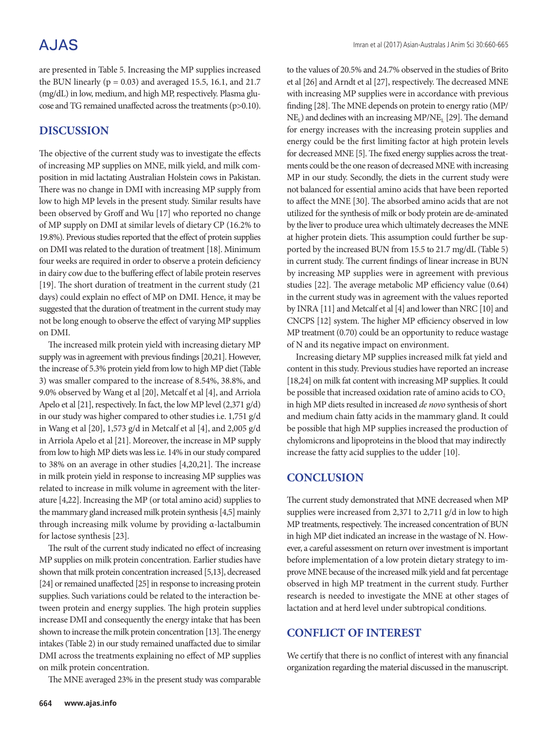are presented in Table 5. Increasing the MP supplies increased the BUN linearly ($p = 0.03$) and averaged 15.5, 16.1, and 21.7 (mg/dL) in low, medium, and high MP, respectively. Plasma glucose and TG remained unaffected across the treatments ($p>0.10$).

## DISCUSSION

The objective of the current study was to investigate the effects of increasing MP supplies on MNE, milk yield, and milk composition in mid lactating Australian Holstein cows in Pakistan. There was no change in DMI with increasing MP supply from low to high MP levels in the present study. Similar results have been observed by Groff and Wu [17] who reported no change of MP supply on DMI at similar levels of dietary CP (16.2% to 19.8%). Previous studies reported that the effect of protein supplies on DMI was related to the duration of treatment [18]. Minimum four weeks are required in order to observe a protein deficiency in dairy cow due to the buffering effect of labile protein reserves [19]. The short duration of treatment in the current study (21 days) could explain no effect of MP on DMI. Hence, it may be suggested that the duration of treatment in the current study may not be long enough to observe the effect of varying MP supplies on DMI.

The increased milk protein yield with increasing dietary MP supply was in agreement with previous findings [20,21]. However, the increase of 5.3% protein yield from low to high MP diet (Table 3) was smaller compared to the increase of 8.54%, 38.8%, and 9.0% observed by Wang et al [20], Metcalf et al [4], and Arriola Apelo et al [21], respectively. In fact, the low MP level (2,371 g/d) in our study was higher compared to other studies i.e. 1,751 g/d in Wang et al [20], 1,573 g/d in Metcalf et al [4], and 2,005 g/d in Arriola Apelo et al [21]. Moreover, the increase in MP supply from low to high MP diets was less i.e. 14% in our study compared to 38% on an average in other studies [4,20,21]. The increase in milk protein yield in response to increasing MP supplies was related to increase in milk volume in agreement with the literature [4,22]. Increasing the MP (or total amino acid) supplies to the mammary gland increased milk protein synthesis [4,5] mainly through increasing milk volume by providing α-lactalbumin for lactose synthesis [23].

The rsult of the current study indicated no effect of increasing MP supplies on milk protein concentration. Earlier studies have shown that milk protein concentration increased [5,13], decreased [24] or remained unaffected [25] in response to increasing protein supplies. Such variations could be related to the interaction between protein and energy supplies. The high protein supplies increase DMI and consequently the energy intake that has been shown to increase the milk protein concentration [13]. The energy intakes (Table 2) in our study remained unaffected due to similar DMI across the treatments explaining no effect of MP supplies on milk protein concentration.

The MNE averaged 23% in the present study was comparable to the values of 20.5% and 24.7% observed in the studies of Brito et al [26] and Arndt et al [27], respectively. The decreased MNE with increasing MP supplies were in accordance with previous finding [28]. The MNE depends on protein to energy ratio ($MP/NE_L$) and declines with an increasing $MP/NE_L$ [29]. The demand for energy increases with the increasing protein supplies and energy could be the first limiting factor at high protein levels for decreased MNE [5]. The fixed energy supplies across the treatments could be the one reason of decreased MNE with increasing MP in our study. Secondly, the diets in the current study were not balanced for essential amino acids that have been reported to affect the MNE [30]. The absorbed amino acids that are not utilized for the synthesis of milk or body protein are de-aminated by the liver to produce urea which ultimately decreases the MNE at higher protein diets. This assumption could further be supported by the increased BUN from 15.5 to 21.7 mg/dL (Table 5) in current study. The current findings of linear increase in BUN by increasing MP supplies were in agreement with previous studies [22]. The average metabolic MP efficiency value (0.64) in the current study was in agreement with the values reported by INRA [11] and Metcalf et al [4] and lower than NRC [10] and CNCPS [12] system. The higher MP efficiency observed in low MP treatment (0.70) could be an opportunity to reduce wastage of N and its negative impact on environment.

Increasing dietary MP supplies increased milk fat yield and content in this study. Previous studies have reported an increase [18,24] on milk fat content with increasing MP supplies. It could be possible that increased oxidation rate of amino acids to $CO_2$ in high MP diets resulted in increased *de novo* synthesis of short and medium chain fatty acids in the mammary gland. It could be possible that high MP supplies increased the production of chylomicrons and lipoproteins in the blood that may indirectly increase the fatty acid supplies to the udder [10].

## CONCLUSION

The current study demonstrated that MNE decreased when MP supplies were increased from 2,371 to 2,711 g/d in low to high MP treatments, respectively. The increased concentration of BUN in high MP diet indicated an increase in the wastage of N. However, a careful assessment on return over investment is important before implementation of a low protein dietary strategy to improve MNE because of the increased milk yield and fat percentage observed in high MP treatment in the current study. Further research is needed to investigate the MNE at other stages of lactation and at herd level under subtropical conditions.

## CONFLICT OF INTEREST

We certify that there is no conflict of interest with any financial organization regarding the material discussed in the manuscript.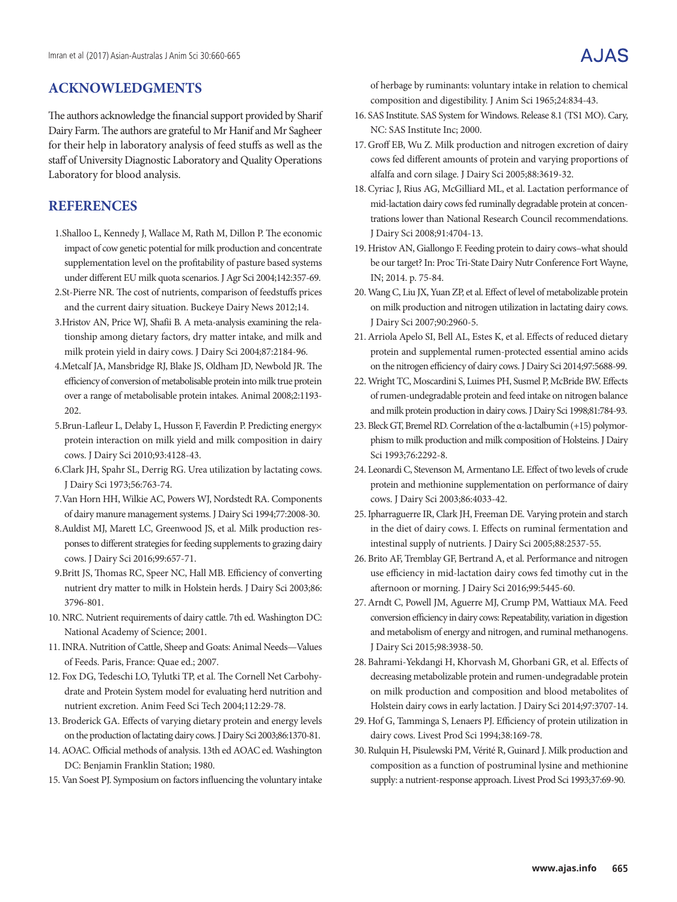## ACKNOWLEDGMENTS

The authors acknowledge the financial support provided by Sharif Dairy Farm. The authors are grateful to Mr Hanif and Mr Sagheer for their help in laboratory analysis of feed stuffs as well as the staff of University Diagnostic Laboratory and Quality Operations Laboratory for blood analysis.

## REFERENCES

1. Shalloo L, Kennedy J, Wallace M, Rath M, Dillon P. The economic impact of cow genetic potential for milk production and concentrate supplementation level on the profitability of pasture based systems under different EU milk quota scenarios. J Agr Sci 2004;142:357-69.
2. St-Pierre NR. The cost of nutrients, comparison of feedstuffs prices and the current dairy situation. Buckeye Dairy News 2012;14.
3. Hristov AN, Price WJ, Shafii B. A meta-analysis examining the relationship among dietary factors, dry matter intake, and milk and milk protein yield in dairy cows. J Dairy Sci 2004;87:2184-96.
4. Metcalf JA, Mansbridge RJ, Blake JS, Oldham JD, Newbold JR. The efficiency of conversion of metabolisable protein into milk true protein over a range of metabolisable protein intakes. Animal 2008;2:1193-202.
5. Brun-Lafleur L, Delaby L, Husson F, Faverdin P. Predicting energy× protein interaction on milk yield and milk composition in dairy cows. J Dairy Sci 2010;93:4128-43.
6. Clark JH, Spahr SL, Derrig RG. Urea utilization by lactating cows. J Dairy Sci 1973;56:763-74.
7. Van Horn HH, Wilkie AC, Powers WJ, Nordstedt RA. Components of dairy manure management systems. J Dairy Sci 1994;77:2008-30.
8. Auldist MJ, Marett LC, Greenwood JS, et al. Milk production responses to different strategies for feeding supplements to grazing dairy cows. J Dairy Sci 2016;99:657-71.
9. Britt JS, Thomas RC, Speer NC, Hall MB. Efficiency of converting nutrient dry matter to milk in Holstein herds. J Dairy Sci 2003;86:3796-801.
10. NRC. Nutrient requirements of dairy cattle. 7th ed. Washington DC: National Academy of Science; 2001.
11. INRA. Nutrition of Cattle, Sheep and Goats: Animal Needs—Values of Feeds. Paris, France: Quae ed.; 2007.
12. Fox DG, Tedeschi LO, Tylutki TP, et al. The Cornell Net Carbohydrate and Protein System model for evaluating herd nutrition and nutrient excretion. Anim Feed Sci Tech 2004;112:29-78.
13. Broderick GA. Effects of varying dietary protein and energy levels on the production of lactating dairy cows. J Dairy Sci 2003;86:1370-81.
14. AOAC. Official methods of analysis. 13th ed AOAC ed. Washington DC: Benjamin Franklin Station; 1980.
15. Van Soest PJ. Symposium on factors influencing the voluntary intake of herbage by ruminants: voluntary intake in relation to chemical composition and digestibility. J Anim Sci 1965;24:834-43.
16. SAS Institute. SAS System for Windows. Release 8.1 (TS1 MO). Cary, NC: SAS Institute Inc; 2000.
17. Groff EB, Wu Z. Milk production and nitrogen excretion of dairy cows fed different amounts of protein and varying proportions of alfalfa and corn silage. J Dairy Sci 2005;88:3619-32.
18. Cyriac J, Rius AG, McGilliard ML, et al. Lactation performance of mid-lactation dairy cows fed ruminally degradable protein at concentrations lower than National Research Council recommendations. J Dairy Sci 2008;91:4704-13.
19. Hristov AN, Giallongo F. Feeding protein to dairy cows–what should be our target? In: Proc Tri-State Dairy Nutr Conference Fort Wayne, IN; 2014. p. 75-84.
20. Wang C, Liu JX, Yuan ZP, et al. Effect of level of metabolizable protein on milk production and nitrogen utilization in lactating dairy cows. J Dairy Sci 2007;90:2960-5.
21. Arriola Apelo SI, Bell AL, Estes K, et al. Effects of reduced dietary protein and supplemental rumen-protected essential amino acids on the nitrogen efficiency of dairy cows. J Dairy Sci 2014;97:5688-99.
22. Wright TC, Moscardini S, Luimes PH, Susmel P, McBride BW. Effects of rumen-undegradable protein and feed intake on nitrogen balance and milk protein production in dairy cows. J Dairy Sci 1998;81:784-93.
23. Bleck GT, Bremel RD. Correlation of the α-lactalbumin (+15) polymorphism to milk production and milk composition of Holsteins. J Dairy Sci 1993;76:2292-8.
24. Leonardi C, Stevenson M, Armentano LE. Effect of two levels of crude protein and methionine supplementation on performance of dairy cows. J Dairy Sci 2003;86:4033-42.
25. Ipharraguerre IR, Clark JH, Freeman DE. Varying protein and starch in the diet of dairy cows. I. Effects on ruminal fermentation and intestinal supply of nutrients. J Dairy Sci 2005;88:2537-55.
26. Brito AF, Tremblay GF, Bertrand A, et al. Performance and nitrogen use efficiency in mid-lactation dairy cows fed timothy cut in the afternoon or morning. J Dairy Sci 2016;99:5445-60.
27. Arndt C, Powell JM, Aguerre MJ, Crump PM, Wattiaux MA. Feed conversion efficiency in dairy cows: Repeatability, variation in digestion and metabolism of energy and nitrogen, and ruminal methanogens. J Dairy Sci 2015;98:3938-50.
28. Bahrami-Yekdangi H, Khorvash M, Ghorbani GR, et al. Effects of decreasing metabolizable protein and rumen-undegradable protein on milk production and composition and blood metabolites of Holstein dairy cows in early lactation. J Dairy Sci 2014;97:3707-14.
29. Hof G, Tamminga S, Lenaers PJ. Efficiency of protein utilization in dairy cows. Livest Prod Sci 1994;38:169-78.
30. Rulquin H, Pisulewski PM, Vérité R, Guinard J. Milk production and composition as a function of postruminal lysine and methionine supply: a nutrient-response approach. Livest Prod Sci 1993;37:69-90.